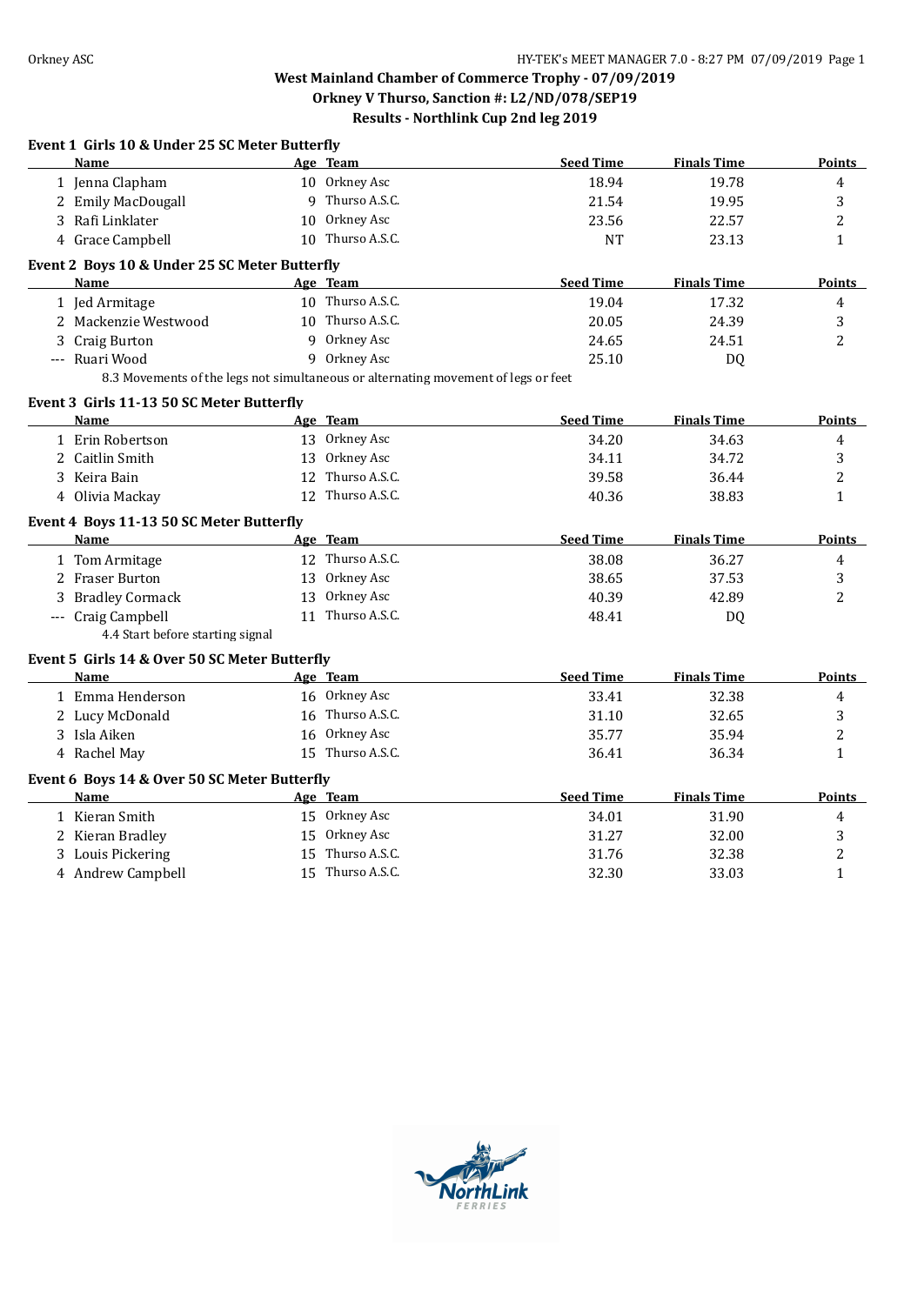# West Mainland Chamber of Commerce Trophy - 07/09/2019

## Orkney V Thurso, Sanction #: L2/ND/078/SEP19

## Results - Northlink Cup 2nd leg 2019

### Event 1 Girls 10 & Under 25 SC Meter Butterfly

| | Name | Age | Team | Seed Time | Finals Time | Points |
|---|---|---|---|---|---|---|
| 1 | Jenna Clapham | 10 | Orkney Asc | 18.94 | 19.78 | 4 |
| 2 | Emily MacDougall | 9 | Thurso A.S.C. | 21.54 | 19.95 | 3 |
| 3 | Rafi Linklater | 10 | Orkney Asc | 23.56 | 22.57 | 2 |
| 4 | Grace Campbell | 10 | Thurso A.S.C. | NT | 23.13 | 1 |

### Event 2 Boys 10 & Under 25 SC Meter Butterfly

| | Name | Age | Team | Seed Time | Finals Time | Points |
|---|---|---|---|---|---|---|
| 1 | Jed Armitage | 10 | Thurso A.S.C. | 19.04 | 17.32 | 4 |
| 2 | Mackenzie Westwood | 10 | Thurso A.S.C. | 20.05 | 24.39 | 3 |
| 3 | Craig Burton | 9 | Orkney Asc | 24.65 | 24.51 | 2 |
| --- | Ruari Wood | 9 | Orkney Asc | 25.10 | DQ | |

8.3 Movements of the legs not simultaneous or alternating movement of legs or feet

### Event 3 Girls 11-13 50 SC Meter Butterfly

| | Name | Age | Team | Seed Time | Finals Time | Points |
|---|---|---|---|---|---|---|
| 1 | Erin Robertson | 13 | Orkney Asc | 34.20 | 34.63 | 4 |
| 2 | Caitlin Smith | 13 | Orkney Asc | 34.11 | 34.72 | 3 |
| 3 | Keira Bain | 12 | Thurso A.S.C. | 39.58 | 36.44 | 2 |
| 4 | Olivia Mackay | 12 | Thurso A.S.C. | 40.36 | 38.83 | 1 |

### Event 4 Boys 11-13 50 SC Meter Butterfly

| | Name | Age | Team | Seed Time | Finals Time | Points |
|---|---|---|---|---|---|---|
| 1 | Tom Armitage | 12 | Thurso A.S.C. | 38.08 | 36.27 | 4 |
| 2 | Fraser Burton | 13 | Orkney Asc | 38.65 | 37.53 | 3 |
| 3 | Bradley Cormack | 13 | Orkney Asc | 40.39 | 42.89 | 2 |
| --- | Craig Campbell | 11 | Thurso A.S.C. | 48.41 | DQ | |

4.4 Start before starting signal

### Event 5 Girls 14 & Over 50 SC Meter Butterfly

| | Name | Age | Team | Seed Time | Finals Time | Points |
|---|---|---|---|---|---|---|
| 1 | Emma Henderson | 16 | Orkney Asc | 33.41 | 32.38 | 4 |
| 2 | Lucy McDonald | 16 | Thurso A.S.C. | 31.10 | 32.65 | 3 |
| 3 | Isla Aiken | 16 | Orkney Asc | 35.77 | 35.94 | 2 |
| 4 | Rachel May | 15 | Thurso A.S.C. | 36.41 | 36.34 | 1 |

### Event 6 Boys 14 & Over 50 SC Meter Butterfly

| | Name | Age | Team | Seed Time | Finals Time | Points |
|---|---|---|---|---|---|---|
| 1 | Kieran Smith | 15 | Orkney Asc | 34.01 | 31.90 | 4 |
| 2 | Kieran Bradley | 15 | Orkney Asc | 31.27 | 32.00 | 3 |
| 3 | Louis Pickering | 15 | Thurso A.S.C. | 31.76 | 32.38 | 2 |
| 4 | Andrew Campbell | 15 | Thurso A.S.C. | 32.30 | 33.03 | 1 |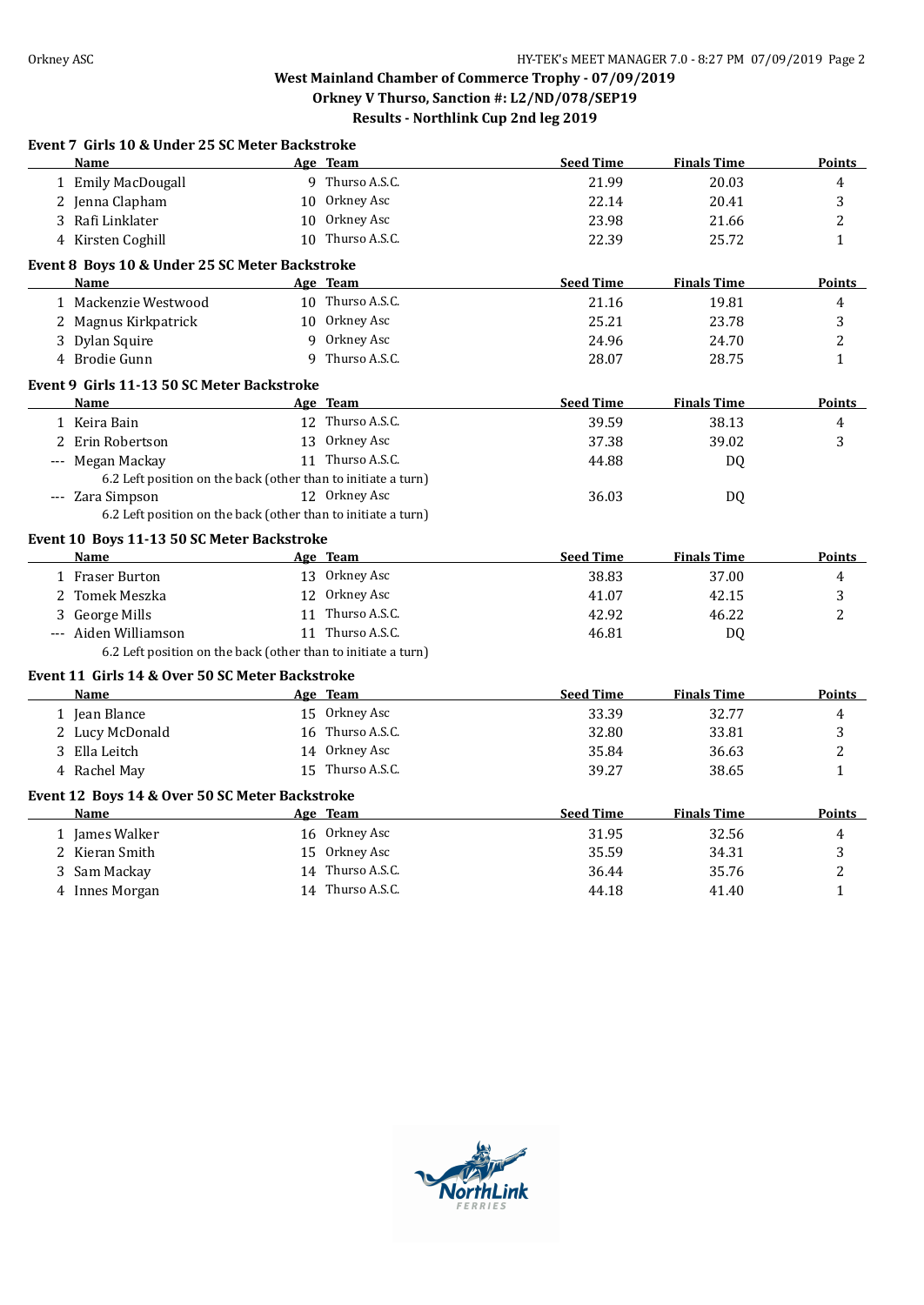## West Mainland Chamber of Commerce Trophy - 07/09/2019
## Orkney V Thurso, Sanction #: L2/ND/078/SEP19
## Results - Northlink Cup 2nd leg 2019

### Event 7 Girls 10 & Under 25 SC Meter Backstroke

| | Name | Age | Team | Seed Time | Finals Time | Points |
|---|---|---|---|---|---|---|
| 1 | Emily MacDougall | 9 | Thurso A.S.C. | 21.99 | 20.03 | 4 |
| 2 | Jenna Clapham | 10 | Orkney Asc | 22.14 | 20.41 | 3 |
| 3 | Rafi Linklater | 10 | Orkney Asc | 23.98 | 21.66 | 2 |
| 4 | Kirsten Coghill | 10 | Thurso A.S.C. | 22.39 | 25.72 | 1 |

### Event 8 Boys 10 & Under 25 SC Meter Backstroke

| | Name | Age | Team | Seed Time | Finals Time | Points |
|---|---|---|---|---|---|---|
| 1 | Mackenzie Westwood | 10 | Thurso A.S.C. | 21.16 | 19.81 | 4 |
| 2 | Magnus Kirkpatrick | 10 | Orkney Asc | 25.21 | 23.78 | 3 |
| 3 | Dylan Squire | 9 | Orkney Asc | 24.96 | 24.70 | 2 |
| 4 | Brodie Gunn | 9 | Thurso A.S.C. | 28.07 | 28.75 | 1 |

### Event 9 Girls 11-13 50 SC Meter Backstroke

| | Name | Age | Team | Seed Time | Finals Time | Points |
|---|---|---|---|---|---|---|
| 1 | Keira Bain | 12 | Thurso A.S.C. | 39.59 | 38.13 | 4 |
| 2 | Erin Robertson | 13 | Orkney Asc | 37.38 | 39.02 | 3 |
| --- | Megan Mackay | 11 | Thurso A.S.C. | 44.88 | DQ | |
| | 6.2 Left position on the back (other than to initiate a turn) | | | | | |
| --- | Zara Simpson | 12 | Orkney Asc | 36.03 | DQ | |
| | 6.2 Left position on the back (other than to initiate a turn) | | | | | |

### Event 10 Boys 11-13 50 SC Meter Backstroke

| | Name | Age | Team | Seed Time | Finals Time | Points |
|---|---|---|---|---|---|---|
| 1 | Fraser Burton | 13 | Orkney Asc | 38.83 | 37.00 | 4 |
| 2 | Tomek Meszka | 12 | Orkney Asc | 41.07 | 42.15 | 3 |
| 3 | George Mills | 11 | Thurso A.S.C. | 42.92 | 46.22 | 2 |
| --- | Aiden Williamson | 11 | Thurso A.S.C. | 46.81 | DQ | |
| | 6.2 Left position on the back (other than to initiate a turn) | | | | | |

### Event 11 Girls 14 & Over 50 SC Meter Backstroke

| | Name | Age | Team | Seed Time | Finals Time | Points |
|---|---|---|---|---|---|---|
| 1 | Jean Blance | 15 | Orkney Asc | 33.39 | 32.77 | 4 |
| 2 | Lucy McDonald | 16 | Thurso A.S.C. | 32.80 | 33.81 | 3 |
| 3 | Ella Leitch | 14 | Orkney Asc | 35.84 | 36.63 | 2 |
| 4 | Rachel May | 15 | Thurso A.S.C. | 39.27 | 38.65 | 1 |

### Event 12 Boys 14 & Over 50 SC Meter Backstroke

| | Name | Age | Team | Seed Time | Finals Time | Points |
|---|---|---|---|---|---|---|
| 1 | James Walker | 16 | Orkney Asc | 31.95 | 32.56 | 4 |
| 2 | Kieran Smith | 15 | Orkney Asc | 35.59 | 34.31 | 3 |
| 3 | Sam Mackay | 14 | Thurso A.S.C. | 36.44 | 35.76 | 2 |
| 4 | Innes Morgan | 14 | Thurso A.S.C. | 44.18 | 41.40 | 1 |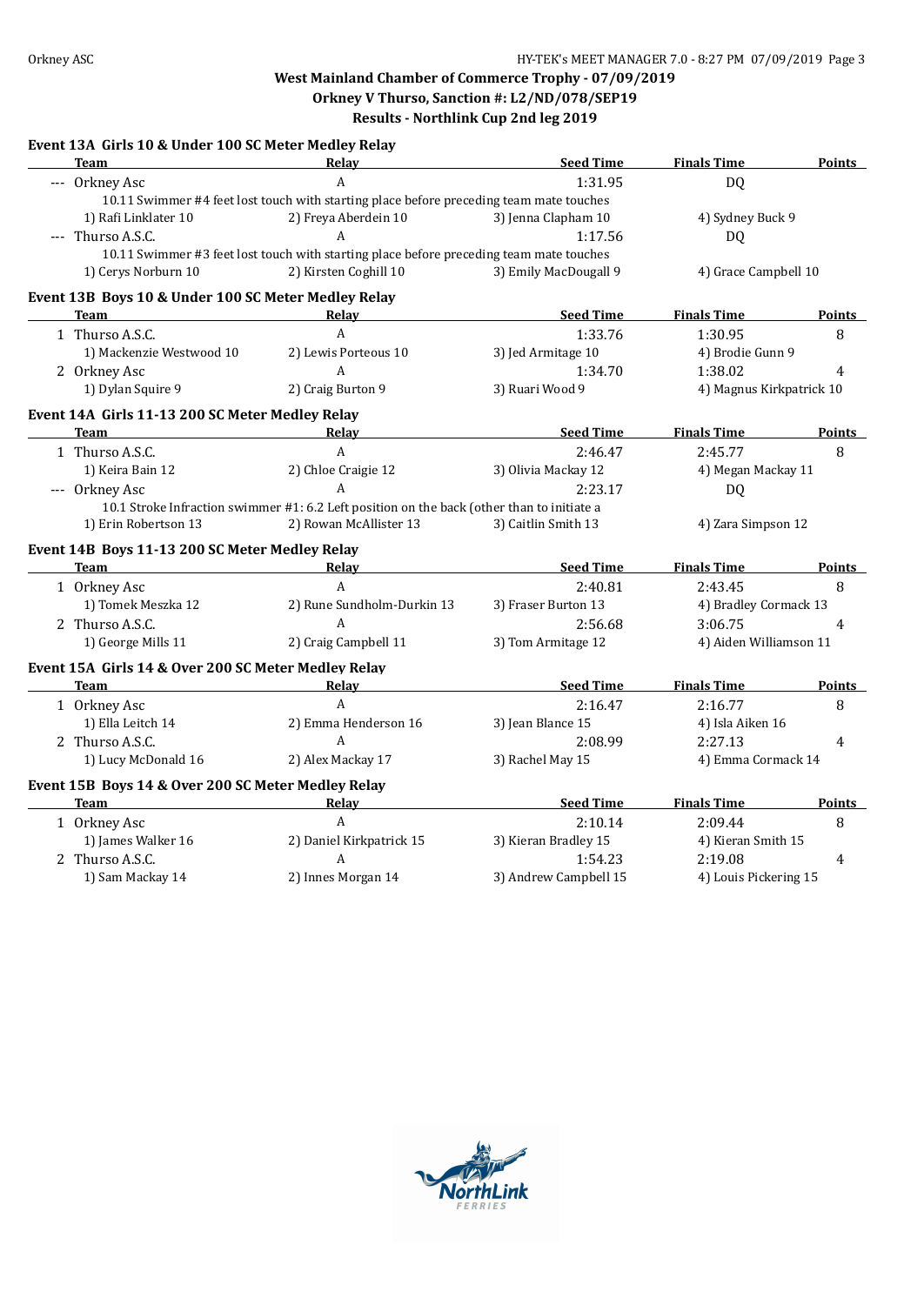**West Mainland Chamber of Commerce Trophy - 07/09/2019**
**Orkney V Thurso, Sanction #: L2/ND/078/SEP19**
**Results - Northlink Cup 2nd leg 2019**

### Event 13A Girls 10 & Under 100 SC Meter Medley Relay

| | Team | Relay | Seed Time | Finals Time | Points |
|---|---|---|---|---|---|
| --- | Orkney Asc | A | 1:31.95 | DQ | |
| | 10.11 Swimmer #4 feet lost touch with starting place before preceding team mate touches | | | | |
| | 1) Rafi Linklater 10 | 2) Freya Aberdein 10 | 3) Jenna Clapham 10 | 4) Sydney Buck 9 | |
| --- | Thurso A.S.C. | A | 1:17.56 | DQ | |
| | 10.11 Swimmer #3 feet lost touch with starting place before preceding team mate touches | | | | |
| | 1) Cerys Norburn 10 | 2) Kirsten Coghill 10 | 3) Emily MacDougall 9 | 4) Grace Campbell 10 | |

### Event 13B Boys 10 & Under 100 SC Meter Medley Relay

| | Team | Relay | Seed Time | Finals Time | Points |
|---|---|---|---|---|---|
| 1 | Thurso A.S.C. | A | 1:33.76 | 1:30.95 | 8 |
| | 1) Mackenzie Westwood 10 | 2) Lewis Porteous 10 | 3) Jed Armitage 10 | 4) Brodie Gunn 9 | |
| 2 | Orkney Asc | A | 1:34.70 | 1:38.02 | 4 |
| | 1) Dylan Squire 9 | 2) Craig Burton 9 | 3) Ruari Wood 9 | 4) Magnus Kirkpatrick 10 | |

### Event 14A Girls 11-13 200 SC Meter Medley Relay

| | Team | Relay | Seed Time | Finals Time | Points |
|---|---|---|---|---|---|
| 1 | Thurso A.S.C. | A | 2:46.47 | 2:45.77 | 8 |
| | 1) Keira Bain 12 | 2) Chloe Craigie 12 | 3) Olivia Mackay 12 | 4) Megan Mackay 11 | |
| --- | Orkney Asc | A | 2:23.17 | DQ | |
| | 10.1 Stroke Infraction swimmer #1: 6.2 Left position on the back (other than to initiate a | | | | |
| | 1) Erin Robertson 13 | 2) Rowan McAllister 13 | 3) Caitlin Smith 13 | 4) Zara Simpson 12 | |

### Event 14B Boys 11-13 200 SC Meter Medley Relay

| | Team | Relay | Seed Time | Finals Time | Points |
|---|---|---|---|---|---|
| 1 | Orkney Asc | A | 2:40.81 | 2:43.45 | 8 |
| | 1) Tomek Meszka 12 | 2) Rune Sundholm-Durkin 13 | 3) Fraser Burton 13 | 4) Bradley Cormack 13 | |
| 2 | Thurso A.S.C. | A | 2:56.68 | 3:06.75 | 4 |
| | 1) George Mills 11 | 2) Craig Campbell 11 | 3) Tom Armitage 12 | 4) Aiden Williamson 11 | |

### Event 15A Girls 14 & Over 200 SC Meter Medley Relay

| | Team | Relay | Seed Time | Finals Time | Points |
|---|---|---|---|---|---|
| 1 | Orkney Asc | A | 2:16.47 | 2:16.77 | 8 |
| | 1) Ella Leitch 14 | 2) Emma Henderson 16 | 3) Jean Blance 15 | 4) Isla Aiken 16 | |
| 2 | Thurso A.S.C. | A | 2:08.99 | 2:27.13 | 4 |
| | 1) Lucy McDonald 16 | 2) Alex Mackay 17 | 3) Rachel May 15 | 4) Emma Cormack 14 | |

### Event 15B Boys 14 & Over 200 SC Meter Medley Relay

| | Team | Relay | Seed Time | Finals Time | Points |
|---|---|---|---|---|---|
| 1 | Orkney Asc | A | 2:10.14 | 2:09.44 | 8 |
| | 1) James Walker 16 | 2) Daniel Kirkpatrick 15 | 3) Kieran Bradley 15 | 4) Kieran Smith 15 | |
| 2 | Thurso A.S.C. | A | 1:54.23 | 2:19.08 | 4 |
| | 1) Sam Mackay 14 | 2) Innes Morgan 14 | 3) Andrew Campbell 15 | 4) Louis Pickering 15 | |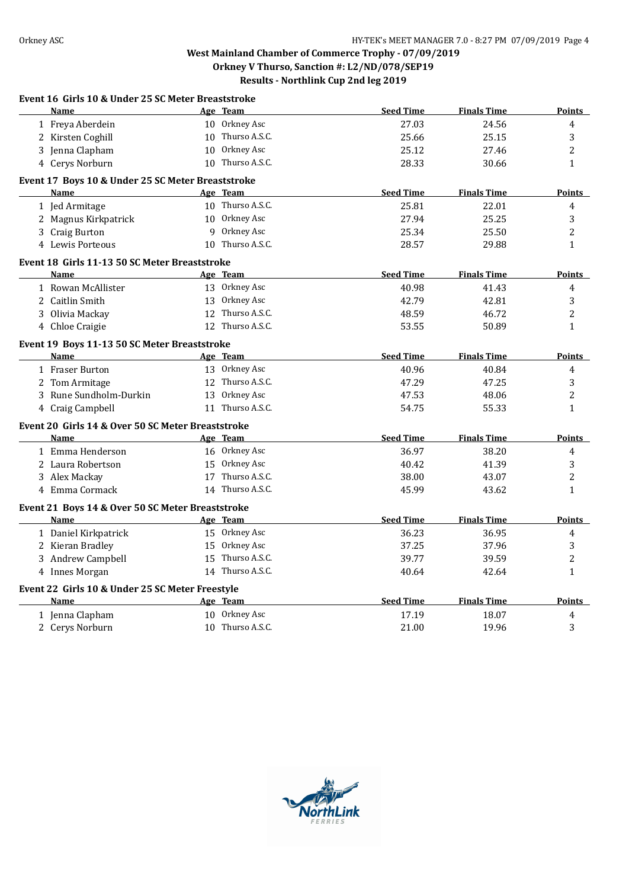**West Mainland Chamber of Commerce Trophy - 07/09/2019**
**Orkney V Thurso, Sanction #: L2/ND/078/SEP19**
**Results - Northlink Cup 2nd leg 2019**

### Event 16 Girls 10 & Under 25 SC Meter Breaststroke

| | Name | Age | Team | Seed Time | Finals Time | Points |
|---|---|---|---|---|---|---|
| 1 | Freya Aberdein | 10 | Orkney Asc | 27.03 | 24.56 | 4 |
| 2 | Kirsten Coghill | 10 | Thurso A.S.C. | 25.66 | 25.15 | 3 |
| 3 | Jenna Clapham | 10 | Orkney Asc | 25.12 | 27.46 | 2 |
| 4 | Cerys Norburn | 10 | Thurso A.S.C. | 28.33 | 30.66 | 1 |

### Event 17 Boys 10 & Under 25 SC Meter Breaststroke

| | Name | Age | Team | Seed Time | Finals Time | Points |
|---|---|---|---|---|---|---|
| 1 | Jed Armitage | 10 | Thurso A.S.C. | 25.81 | 22.01 | 4 |
| 2 | Magnus Kirkpatrick | 10 | Orkney Asc | 27.94 | 25.25 | 3 |
| 3 | Craig Burton | 9 | Orkney Asc | 25.34 | 25.50 | 2 |
| 4 | Lewis Porteous | 10 | Thurso A.S.C. | 28.57 | 29.88 | 1 |

### Event 18 Girls 11-13 50 SC Meter Breaststroke

| | Name | Age | Team | Seed Time | Finals Time | Points |
|---|---|---|---|---|---|---|
| 1 | Rowan McAllister | 13 | Orkney Asc | 40.98 | 41.43 | 4 |
| 2 | Caitlin Smith | 13 | Orkney Asc | 42.79 | 42.81 | 3 |
| 3 | Olivia Mackay | 12 | Thurso A.S.C. | 48.59 | 46.72 | 2 |
| 4 | Chloe Craigie | 12 | Thurso A.S.C. | 53.55 | 50.89 | 1 |

### Event 19 Boys 11-13 50 SC Meter Breaststroke

| | Name | Age | Team | Seed Time | Finals Time | Points |
|---|---|---|---|---|---|---|
| 1 | Fraser Burton | 13 | Orkney Asc | 40.96 | 40.84 | 4 |
| 2 | Tom Armitage | 12 | Thurso A.S.C. | 47.29 | 47.25 | 3 |
| 3 | Rune Sundholm-Durkin | 13 | Orkney Asc | 47.53 | 48.06 | 2 |
| 4 | Craig Campbell | 11 | Thurso A.S.C. | 54.75 | 55.33 | 1 |

### Event 20 Girls 14 & Over 50 SC Meter Breaststroke

| | Name | Age | Team | Seed Time | Finals Time | Points |
|---|---|---|---|---|---|---|
| 1 | Emma Henderson | 16 | Orkney Asc | 36.97 | 38.20 | 4 |
| 2 | Laura Robertson | 15 | Orkney Asc | 40.42 | 41.39 | 3 |
| 3 | Alex Mackay | 17 | Thurso A.S.C. | 38.00 | 43.07 | 2 |
| 4 | Emma Cormack | 14 | Thurso A.S.C. | 45.99 | 43.62 | 1 |

### Event 21 Boys 14 & Over 50 SC Meter Breaststroke

| | Name | Age | Team | Seed Time | Finals Time | Points |
|---|---|---|---|---|---|---|
| 1 | Daniel Kirkpatrick | 15 | Orkney Asc | 36.23 | 36.95 | 4 |
| 2 | Kieran Bradley | 15 | Orkney Asc | 37.25 | 37.96 | 3 |
| 3 | Andrew Campbell | 15 | Thurso A.S.C. | 39.77 | 39.59 | 2 |
| 4 | Innes Morgan | 14 | Thurso A.S.C. | 40.64 | 42.64 | 1 |

### Event 22 Girls 10 & Under 25 SC Meter Freestyle

| | Name | Age | Team | Seed Time | Finals Time | Points |
|---|---|---|---|---|---|---|
| 1 | Jenna Clapham | 10 | Orkney Asc | 17.19 | 18.07 | 4 |
| 2 | Cerys Norburn | 10 | Thurso A.S.C. | 21.00 | 19.96 | 3 |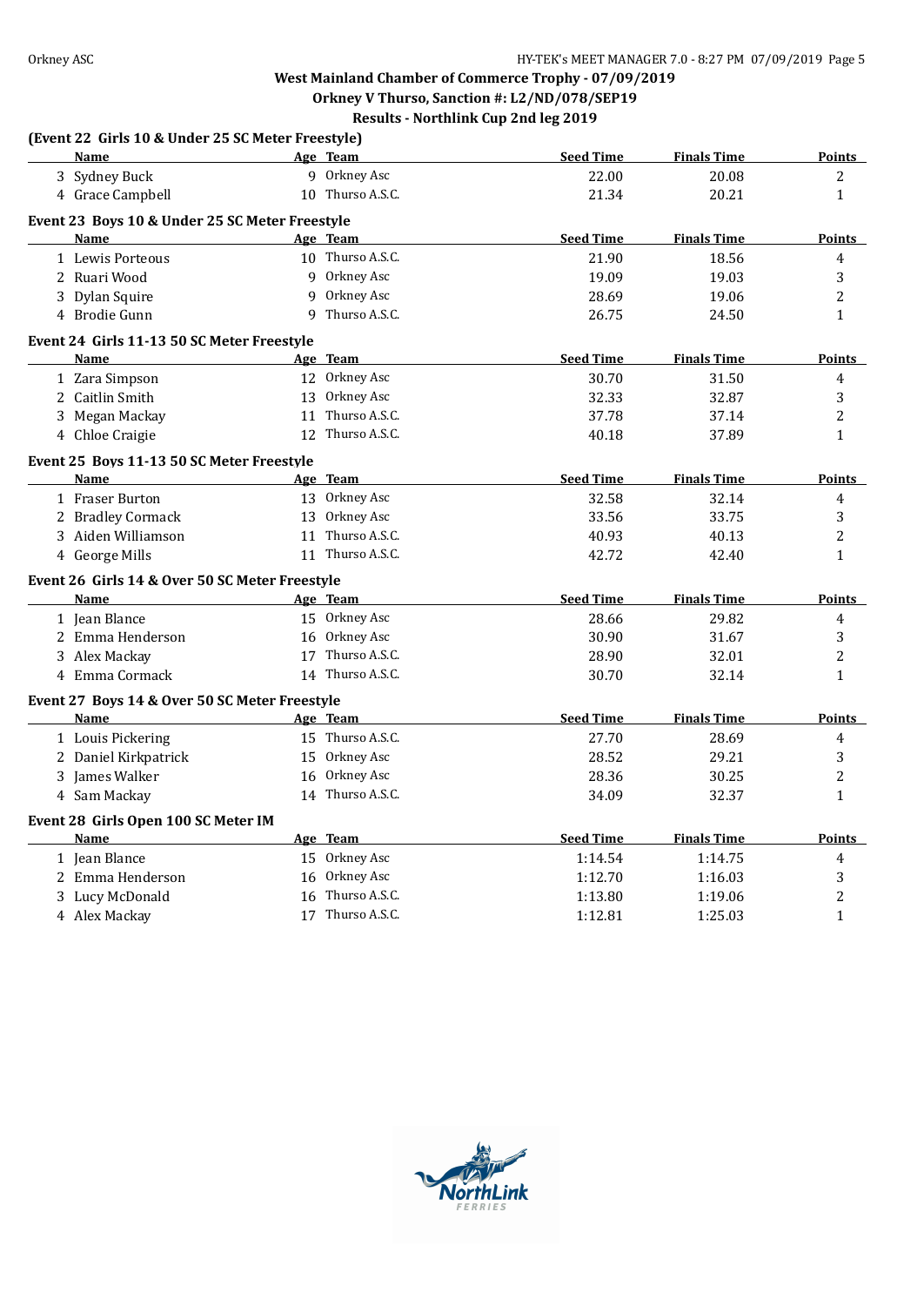**West Mainland Chamber of Commerce Trophy - 07/09/2019**

**Orkney V Thurso, Sanction #: L2/ND/078/SEP19**

**Results - Northlink Cup 2nd leg 2019**

**(Event 22 Girls 10 & Under 25 SC Meter Freestyle)**

| | Name | Age | Team | Seed Time | Finals Time | Points |
|---|---|---|---|---|---|---|
| 3 | Sydney Buck | 9 | Orkney Asc | 22.00 | 20.08 | 2 |
| 4 | Grace Campbell | 10 | Thurso A.S.C. | 21.34 | 20.21 | 1 |

**Event 23 Boys 10 & Under 25 SC Meter Freestyle**

| | Name | Age | Team | Seed Time | Finals Time | Points |
|---|---|---|---|---|---|---|
| 1 | Lewis Porteous | 10 | Thurso A.S.C. | 21.90 | 18.56 | 4 |
| 2 | Ruari Wood | 9 | Orkney Asc | 19.09 | 19.03 | 3 |
| 3 | Dylan Squire | 9 | Orkney Asc | 28.69 | 19.06 | 2 |
| 4 | Brodie Gunn | 9 | Thurso A.S.C. | 26.75 | 24.50 | 1 |

**Event 24 Girls 11-13 50 SC Meter Freestyle**

| | Name | Age | Team | Seed Time | Finals Time | Points |
|---|---|---|---|---|---|---|
| 1 | Zara Simpson | 12 | Orkney Asc | 30.70 | 31.50 | 4 |
| 2 | Caitlin Smith | 13 | Orkney Asc | 32.33 | 32.87 | 3 |
| 3 | Megan Mackay | 11 | Thurso A.S.C. | 37.78 | 37.14 | 2 |
| 4 | Chloe Craigie | 12 | Thurso A.S.C. | 40.18 | 37.89 | 1 |

**Event 25 Boys 11-13 50 SC Meter Freestyle**

| | Name | Age | Team | Seed Time | Finals Time | Points |
|---|---|---|---|---|---|---|
| 1 | Fraser Burton | 13 | Orkney Asc | 32.58 | 32.14 | 4 |
| 2 | Bradley Cormack | 13 | Orkney Asc | 33.56 | 33.75 | 3 |
| 3 | Aiden Williamson | 11 | Thurso A.S.C. | 40.93 | 40.13 | 2 |
| 4 | George Mills | 11 | Thurso A.S.C. | 42.72 | 42.40 | 1 |

**Event 26 Girls 14 & Over 50 SC Meter Freestyle**

| | Name | Age | Team | Seed Time | Finals Time | Points |
|---|---|---|---|---|---|---|
| 1 | Jean Blance | 15 | Orkney Asc | 28.66 | 29.82 | 4 |
| 2 | Emma Henderson | 16 | Orkney Asc | 30.90 | 31.67 | 3 |
| 3 | Alex Mackay | 17 | Thurso A.S.C. | 28.90 | 32.01 | 2 |
| 4 | Emma Cormack | 14 | Thurso A.S.C. | 30.70 | 32.14 | 1 |

**Event 27 Boys 14 & Over 50 SC Meter Freestyle**

| | Name | Age | Team | Seed Time | Finals Time | Points |
|---|---|---|---|---|---|---|
| 1 | Louis Pickering | 15 | Thurso A.S.C. | 27.70 | 28.69 | 4 |
| 2 | Daniel Kirkpatrick | 15 | Orkney Asc | 28.52 | 29.21 | 3 |
| 3 | James Walker | 16 | Orkney Asc | 28.36 | 30.25 | 2 |
| 4 | Sam Mackay | 14 | Thurso A.S.C. | 34.09 | 32.37 | 1 |

**Event 28 Girls Open 100 SC Meter IM**

| | Name | Age | Team | Seed Time | Finals Time | Points |
|---|---|---|---|---|---|---|
| 1 | Jean Blance | 15 | Orkney Asc | 1:14.54 | 1:14.75 | 4 |
| 2 | Emma Henderson | 16 | Orkney Asc | 1:12.70 | 1:16.03 | 3 |
| 3 | Lucy McDonald | 16 | Thurso A.S.C. | 1:13.80 | 1:19.06 | 2 |
| 4 | Alex Mackay | 17 | Thurso A.S.C. | 1:12.81 | 1:25.03 | 1 |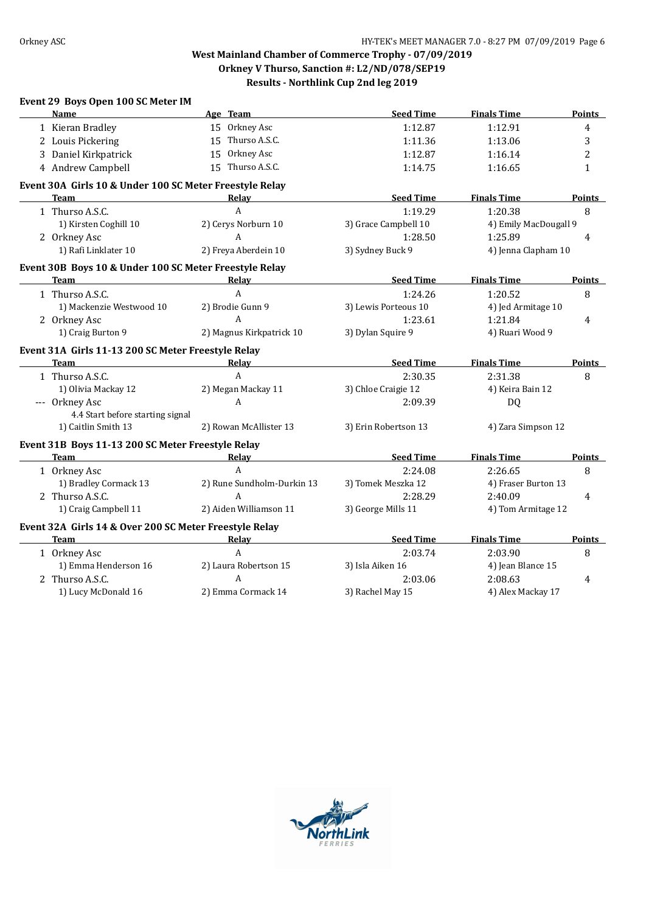West Mainland Chamber of Commerce Trophy - 07/09/2019
Orkney V Thurso, Sanction #: L2/ND/078/SEP19
Results - Northlink Cup 2nd leg 2019

### Event 29 Boys Open 100 SC Meter IM

| | Name | Age | Team | Seed Time | Finals Time | Points |
|---|---|---|---|---|---|---|
| 1 | Kieran Bradley | 15 | Orkney Asc | 1:12.87 | 1:12.91 | 4 |
| 2 | Louis Pickering | 15 | Thurso A.S.C. | 1:11.36 | 1:13.06 | 3 |
| 3 | Daniel Kirkpatrick | 15 | Orkney Asc | 1:12.87 | 1:16.14 | 2 |
| 4 | Andrew Campbell | 15 | Thurso A.S.C. | 1:14.75 | 1:16.65 | 1 |

### Event 30A Girls 10 & Under 100 SC Meter Freestyle Relay

| | Team | Relay | Seed Time | Finals Time | Points |
|---|---|---|---|---|---|
| 1 | Thurso A.S.C. | A | 1:19.29 | 1:20.38 | 8 |
| | 1) Kirsten Coghill 10 | 2) Cerys Norburn 10 | 3) Grace Campbell 10 | 4) Emily MacDougall 9 | |
| 2 | Orkney Asc | A | 1:28.50 | 1:25.89 | 4 |
| | 1) Rafi Linklater 10 | 2) Freya Aberdein 10 | 3) Sydney Buck 9 | 4) Jenna Clapham 10 | |

### Event 30B Boys 10 & Under 100 SC Meter Freestyle Relay

| | Team | Relay | Seed Time | Finals Time | Points |
|---|---|---|---|---|---|
| 1 | Thurso A.S.C. | A | 1:24.26 | 1:20.52 | 8 |
| | 1) Mackenzie Westwood 10 | 2) Brodie Gunn 9 | 3) Lewis Porteous 10 | 4) Jed Armitage 10 | |
| 2 | Orkney Asc | A | 1:23.61 | 1:21.84 | 4 |
| | 1) Craig Burton 9 | 2) Magnus Kirkpatrick 10 | 3) Dylan Squire 9 | 4) Ruari Wood 9 | |

### Event 31A Girls 11-13 200 SC Meter Freestyle Relay

| | Team | Relay | Seed Time | Finals Time | Points |
|---|---|---|---|---|---|
| 1 | Thurso A.S.C. | A | 2:30.35 | 2:31.38 | 8 |
| | 1) Olivia Mackay 12 | 2) Megan Mackay 11 | 3) Chloe Craigie 12 | 4) Keira Bain 12 | |
| --- | Orkney Asc | A | 2:09.39 | DQ | |
| | 4.4 Start before starting signal | | | | |
| | 1) Caitlin Smith 13 | 2) Rowan McAllister 13 | 3) Erin Robertson 13 | 4) Zara Simpson 12 | |

### Event 31B Boys 11-13 200 SC Meter Freestyle Relay

| | Team | Relay | Seed Time | Finals Time | Points |
|---|---|---|---|---|---|
| 1 | Orkney Asc | A | 2:24.08 | 2:26.65 | 8 |
| | 1) Bradley Cormack 13 | 2) Rune Sundholm-Durkin 13 | 3) Tomek Meszka 12 | 4) Fraser Burton 13 | |
| 2 | Thurso A.S.C. | A | 2:28.29 | 2:40.09 | 4 |
| | 1) Craig Campbell 11 | 2) Aiden Williamson 11 | 3) George Mills 11 | 4) Tom Armitage 12 | |

### Event 32A Girls 14 & Over 200 SC Meter Freestyle Relay

| | Team | Relay | Seed Time | Finals Time | Points |
|---|---|---|---|---|---|
| 1 | Orkney Asc | A | 2:03.74 | 2:03.90 | 8 |
| | 1) Emma Henderson 16 | 2) Laura Robertson 15 | 3) Isla Aiken 16 | 4) Jean Blance 15 | |
| 2 | Thurso A.S.C. | A | 2:03.06 | 2:08.63 | 4 |
| | 1) Lucy McDonald 16 | 2) Emma Cormack 14 | 3) Rachel May 15 | 4) Alex Mackay 17 | |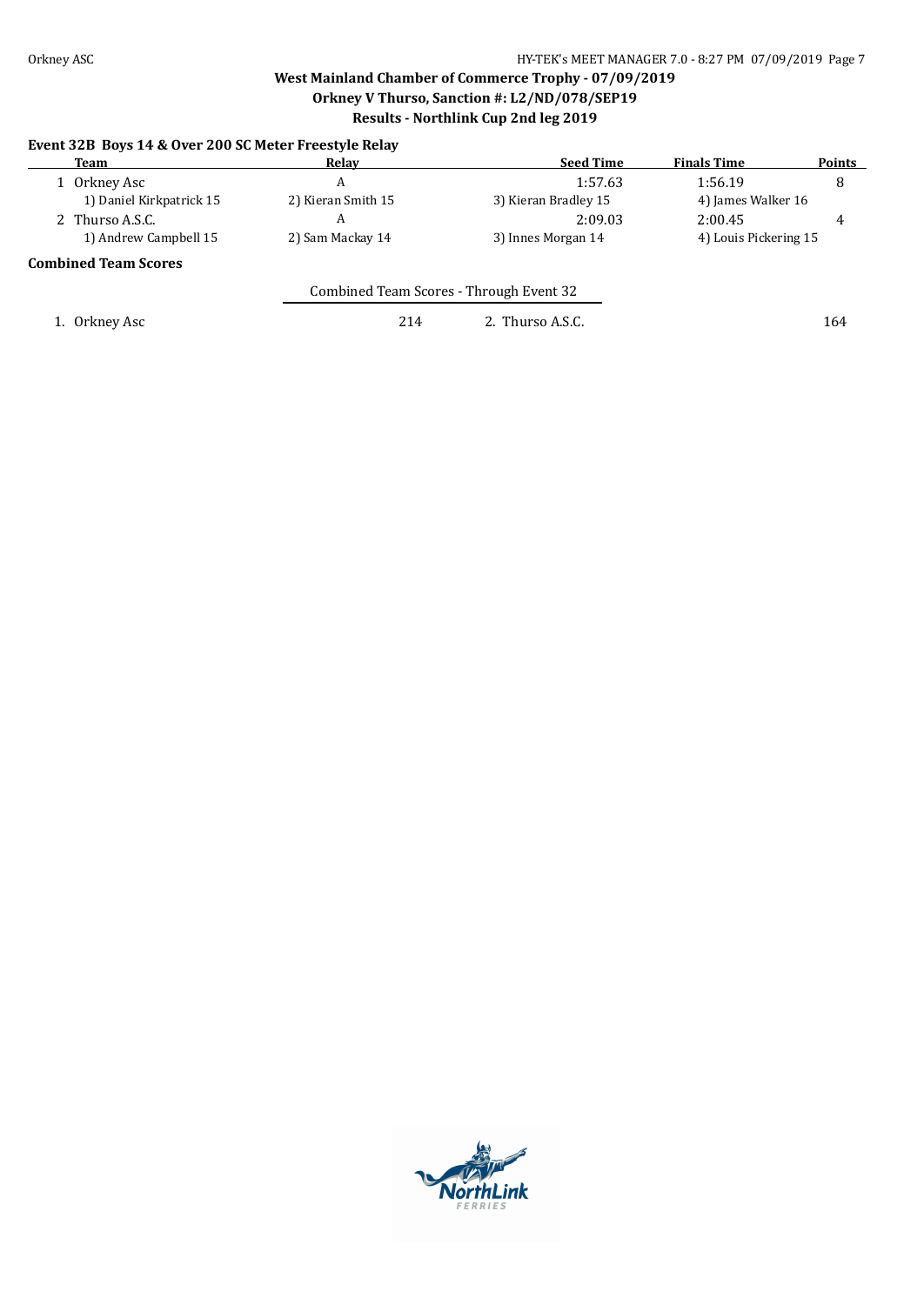**West Mainland Chamber of Commerce Trophy - 07/09/2019**
**Orkney V Thurso, Sanction #: L2/ND/078/SEP19**
**Results - Northlink Cup 2nd leg 2019**

### Event 32B Boys 14 & Over 200 SC Meter Freestyle Relay

| | Team | Relay | Seed Time | Finals Time | Points |
|---|---|---|---|---|---|
| 1 | Orkney Asc | A | 1:57.63 | 1:56.19 | 8 |
| | 1) Daniel Kirkpatrick 15 | 2) Kieran Smith 15 | 3) Kieran Bradley 15 | 4) James Walker 16 | |
| 2 | Thurso A.S.C. | A | 2:09.03 | 2:00.45 | 4 |
| | 1) Andrew Campbell 15 | 2) Sam Mackay 14 | 3) Innes Morgan 14 | 4) Louis Pickering 15 | |

### Combined Team Scores

Combined Team Scores - Through Event 32

| | | | |
|---|---|---|---|
| 1. Orkney Asc | 214 | 2. Thurso A.S.C. | 164 |